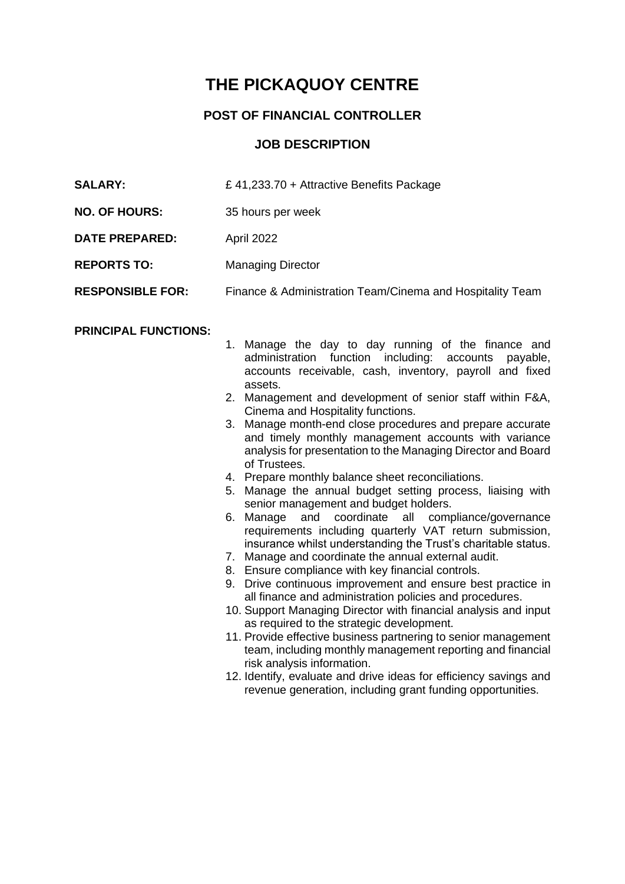# THE PICKAQUOY CENTRE

## POST OF FINANCIAL CONTROLLER

### JOB DESCRIPTION

**SALARY:** £ 41,233.70 + Attractive Benefits Package

**NO. OF HOURS:** 35 hours per week

**DATE PREPARED:** April 2022

**REPORTS TO:** Managing Director

**RESPONSIBLE FOR:** Finance & Administration Team/Cinema and Hospitality Team

**PRINCIPAL FUNCTIONS:**

1. Manage the day to day running of the finance and administration function including: accounts payable, accounts receivable, cash, inventory, payroll and fixed assets.
2. Management and development of senior staff within F&A, Cinema and Hospitality functions.
3. Manage month-end close procedures and prepare accurate and timely monthly management accounts with variance analysis for presentation to the Managing Director and Board of Trustees.
4. Prepare monthly balance sheet reconciliations.
5. Manage the annual budget setting process, liaising with senior management and budget holders.
6. Manage and coordinate all compliance/governance requirements including quarterly VAT return submission, insurance whilst understanding the Trust's charitable status.
7. Manage and coordinate the annual external audit.
8. Ensure compliance with key financial controls.
9. Drive continuous improvement and ensure best practice in all finance and administration policies and procedures.
10. Support Managing Director with financial analysis and input as required to the strategic development.
11. Provide effective business partnering to senior management team, including monthly management reporting and financial risk analysis information.
12. Identify, evaluate and drive ideas for efficiency savings and revenue generation, including grant funding opportunities.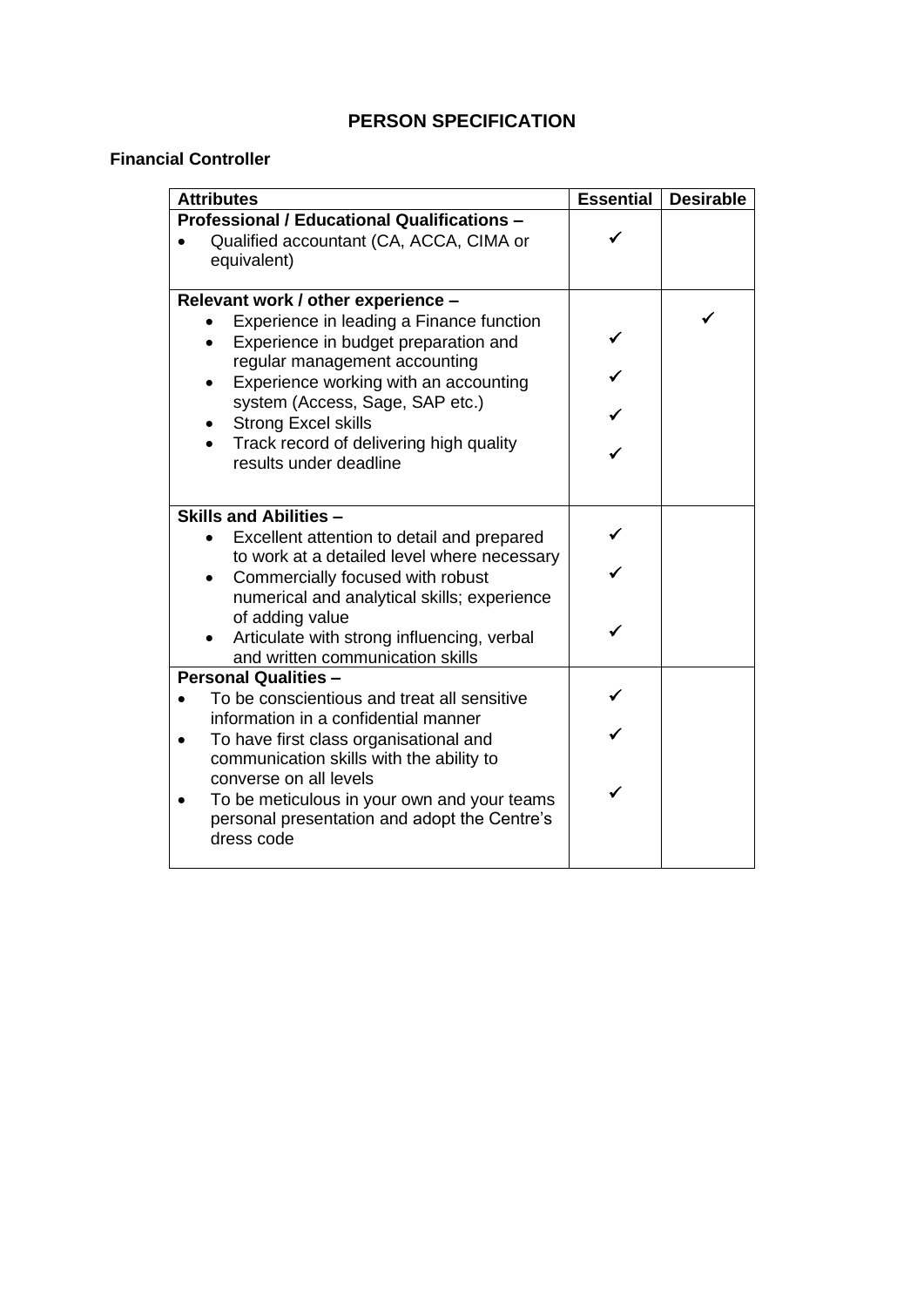# PERSON SPECIFICATION

**Financial Controller**

| Attributes | Essential | Desirable |
|---|---|---|
| **Professional / Educational Qualifications –** | | |
| • Qualified accountant (CA, ACCA, CIMA or equivalent) | ✓ | |
| **Relevant work / other experience –** | | |
| • Experience in leading a Finance function | | ✓ |
| • Experience in budget preparation and regular management accounting | ✓ | |
| • Experience working with an accounting system (Access, Sage, SAP etc.) | ✓ | |
| • Strong Excel skills | ✓ | |
| • Track record of delivering high quality results under deadline | ✓ | |
| **Skills and Abilities –** | | |
| • Excellent attention to detail and prepared to work at a detailed level where necessary | ✓ | |
| • Commercially focused with robust numerical and analytical skills; experience of adding value | ✓ | |
| • Articulate with strong influencing, verbal and written communication skills | ✓ | |
| **Personal Qualities –** | | |
| • To be conscientious and treat all sensitive information in a confidential manner | ✓ | |
| • To have first class organisational and communication skills with the ability to converse on all levels | ✓ | |
| • To be meticulous in your own and your teams personal presentation and adopt the Centre's dress code | ✓ | |